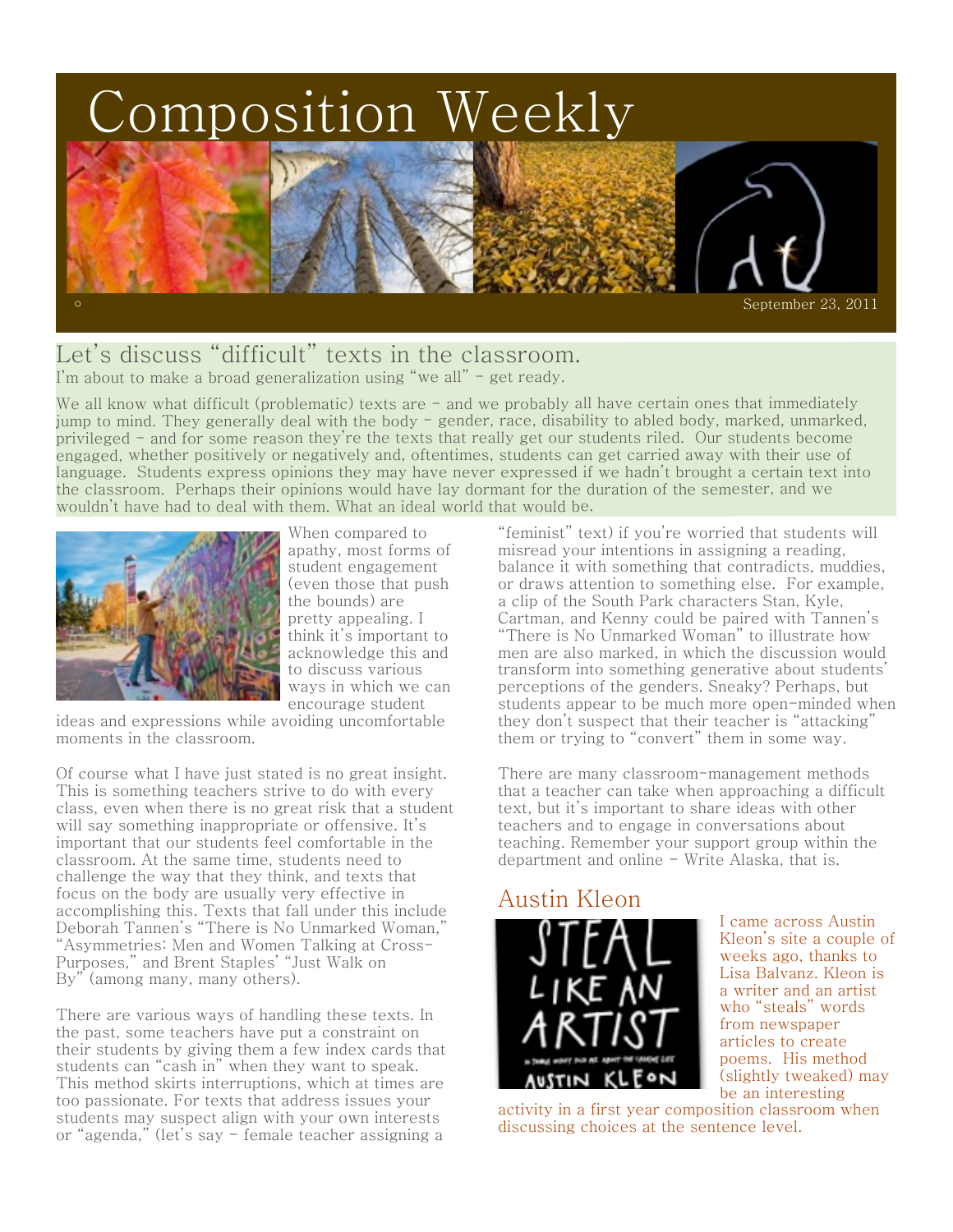# Composition Weekly

September 23, 2011

## Let's discuss "difficult" texts in the classroom.

I'm about to make a broad generalization using "we all" - get ready.

We all know what difficult (problematic) texts are - and we probably all have certain ones that immediately jump to mind. They generally deal with the body - gender, race, disability to abled body, marked, unmarked, privileged - and for some reason they're the texts that really get our students riled. Our students become engaged, whether positively or negatively and, oftentimes, students can get carried away with their use of language. Students express opinions they may have never expressed if we hadn't brought a certain text into the classroom. Perhaps their opinions would have lay dormant for the duration of the semester, and we wouldn't have had to deal with them. What an ideal world that would be.

When compared to apathy, most forms of student engagement (even those that push the bounds) are pretty appealing. I think it's important to acknowledge this and to discuss various ways in which we can encourage student ideas and expressions while avoiding uncomfortable moments in the classroom.

Of course what I have just stated is no great insight. This is something teachers strive to do with every class, even when there is no great risk that a student will say something inappropriate or offensive. It's important that our students feel comfortable in the classroom. At the same time, students need to challenge the way that they think, and texts that focus on the body are usually very effective in accomplishing this. Texts that fall under this include Deborah Tannen's "There is No Unmarked Woman," "Asymmetries: Men and Women Talking at Cross-Purposes," and Brent Staples' "Just Walk on By" (among many, many others).

There are various ways of handling these texts. In the past, some teachers have put a constraint on their students by giving them a few index cards that students can "cash in" when they want to speak. This method skirts interruptions, which at times are too passionate. For texts that address issues your students may suspect align with your own interests or "agenda," (let's say - female teacher assigning a "feminist" text) if you're worried that students will misread your intentions in assigning a reading, balance it with something that contradicts, muddies, or draws attention to something else. For example, a clip of the South Park characters Stan, Kyle, Cartman, and Kenny could be paired with Tannen's "There is No Unmarked Woman" to illustrate how men are also marked, in which the discussion would transform into something generative about students' perceptions of the genders. Sneaky? Perhaps, but students appear to be much more open-minded when they don't suspect that their teacher is "attacking" them or trying to "convert" them in some way.

There are many classroom-management methods that a teacher can take when approaching a difficult text, but it's important to share ideas with other teachers and to engage in conversations about teaching. Remember your support group within the department and online - Write Alaska, that is.

## Austin Kleon

I came across Austin Kleon's site a couple of weeks ago, thanks to Lisa Balvanz. Kleon is a writer and an artist who "steals" words from newspaper articles to create poems. His method (slightly tweaked) may be an interesting activity in a first year composition classroom when discussing choices at the sentence level.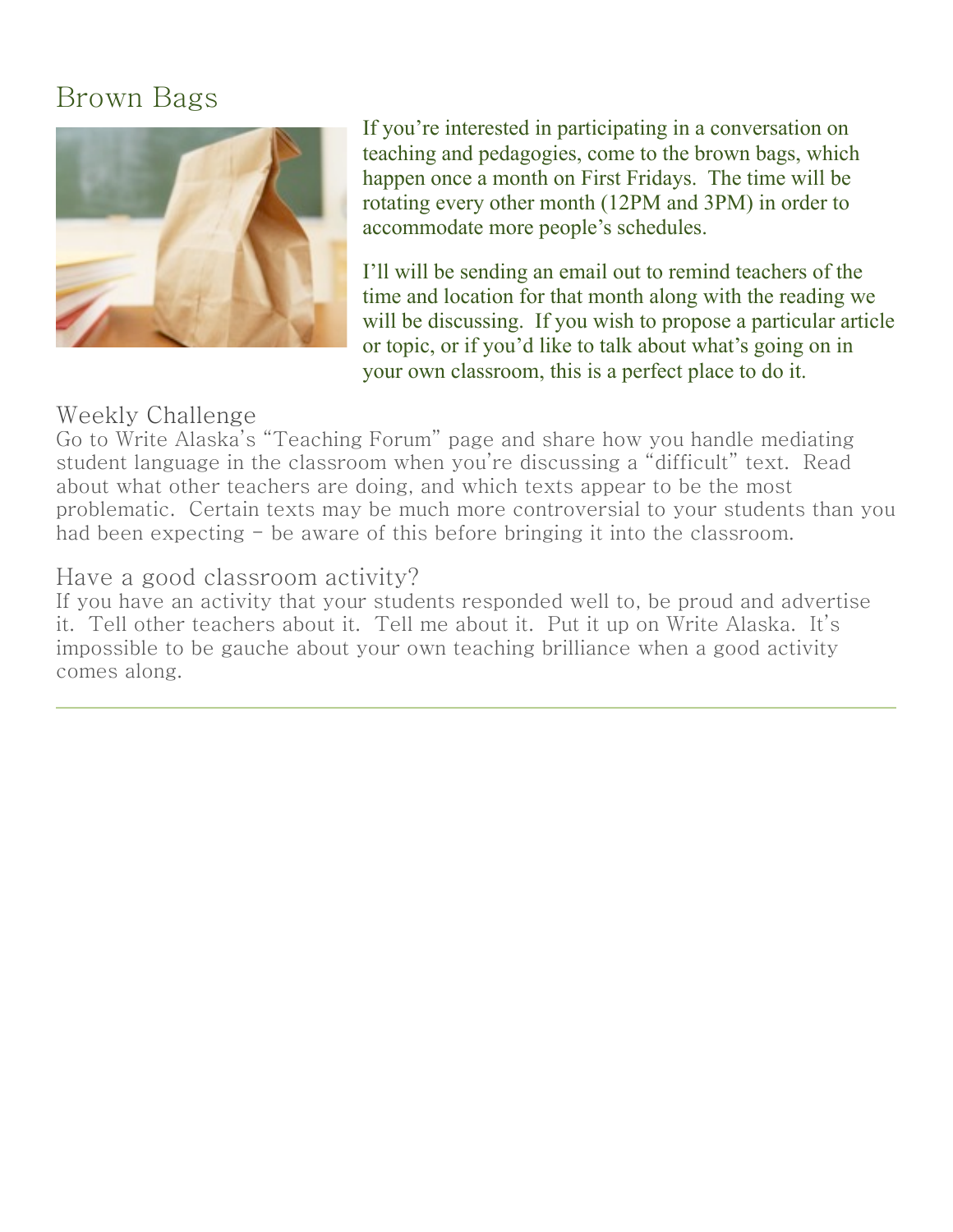## Brown Bags

If you're interested in participating in a conversation on teaching and pedagogies, come to the brown bags, which happen once a month on First Fridays. The time will be rotating every other month (12PM and 3PM) in order to accommodate more people's schedules.

I'll will be sending an email out to remind teachers of the time and location for that month along with the reading we will be discussing. If you wish to propose a particular article or topic, or if you'd like to talk about what's going on in your own classroom, this is a perfect place to do it.

## Weekly Challenge

Go to Write Alaska's "Teaching Forum" page and share how you handle mediating student language in the classroom when you're discussing a "difficult" text. Read about what other teachers are doing, and which texts appear to be the most problematic. Certain texts may be much more controversial to your students than you had been expecting – be aware of this before bringing it into the classroom.

## Have a good classroom activity?

If you have an activity that your students responded well to, be proud and advertise it. Tell other teachers about it. Tell me about it. Put it up on Write Alaska. It's impossible to be gauche about your own teaching brilliance when a good activity comes along.